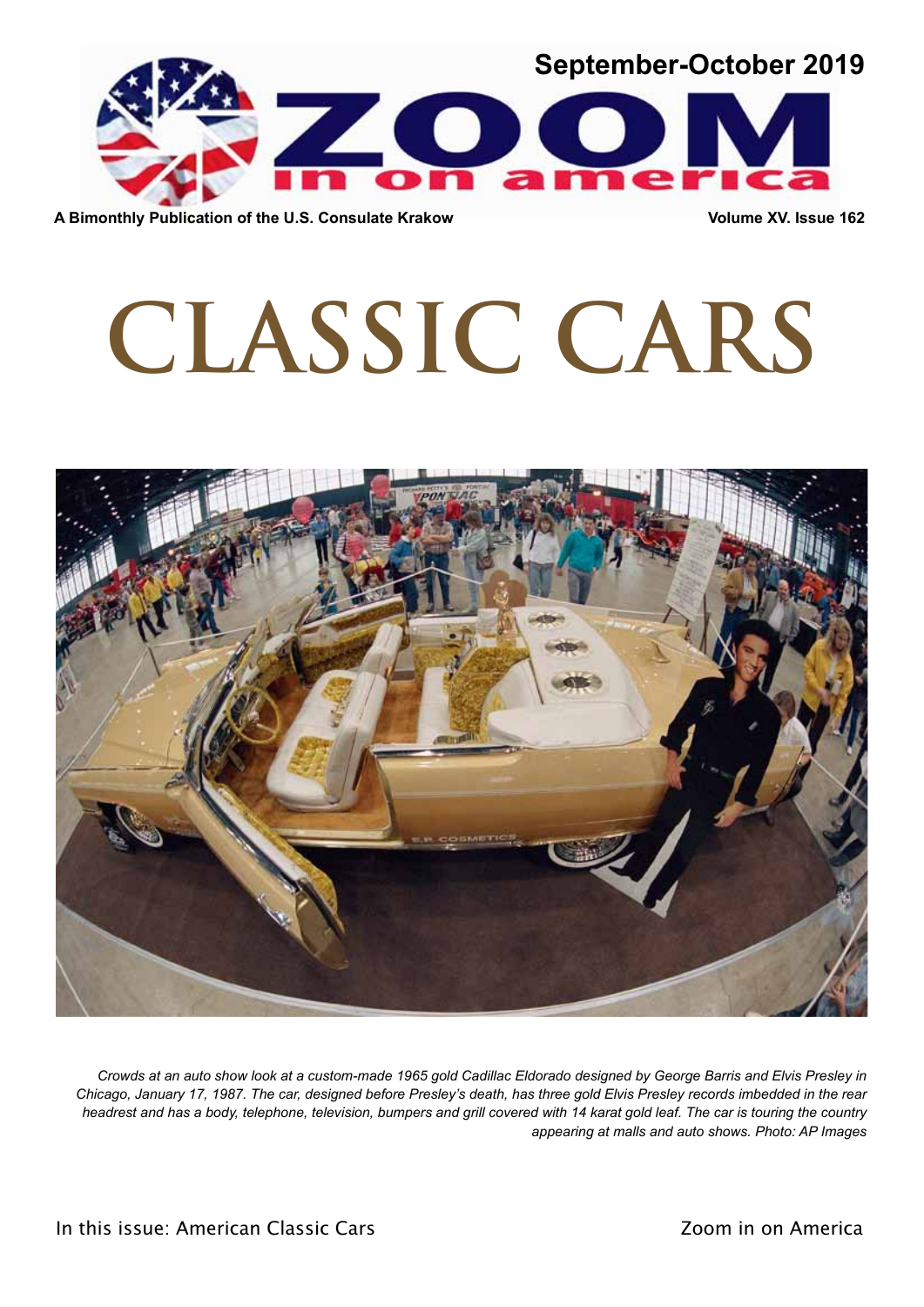September-October 2019

# ZOOM in on america

A Bimonthly Publication of the U.S. Consulate Krakow

Volume XV. Issue 162

# CLASSIC CARS

*Crowds at an auto show look at a custom-made 1965 gold Cadillac Eldorado designed by George Barris and Elvis Presley in Chicago, January 17, 1987. The car, designed before Presley's death, has three gold Elvis Presley records imbedded in the rear headrest and has a body, telephone, television, bumpers and grill covered with 14 karat gold leaf. The car is touring the country appearing at malls and auto shows. Photo: AP Images*

In this issue: American Classic Cars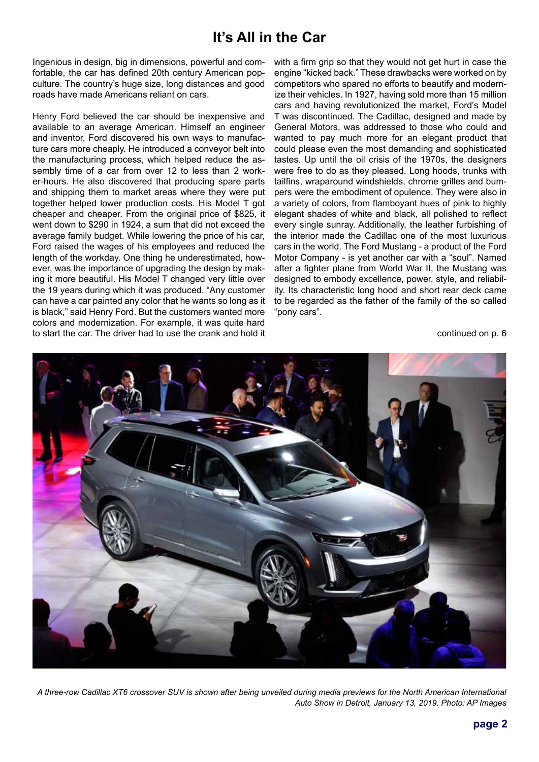# It's All in the Car

Ingenious in design, big in dimensions, powerful and comfortable, the car has defined 20th century American pop-culture. The country's huge size, long distances and good roads have made Americans reliant on cars.

Henry Ford believed the car should be inexpensive and available to an average American. Himself an engineer and inventor, Ford discovered his own ways to manufacture cars more cheaply. He introduced a conveyor belt into the manufacturing process, which helped reduce the assembly time of a car from over 12 to less than 2 worker-hours. He also discovered that producing spare parts and shipping them to market areas where they were put together helped lower production costs. His Model T got cheaper and cheaper. From the original price of $825, it went down to $290 in 1924, a sum that did not exceed the average family budget. While lowering the price of his car, Ford raised the wages of his employees and reduced the length of the workday. One thing he underestimated, however, was the importance of upgrading the design by making it more beautiful. His Model T changed very little over the 19 years during which it was produced. "Any customer can have a car painted any color that he wants so long as it is black," said Henry Ford. But the customers wanted more colors and modernization. For example, it was quite hard to start the car. The driver had to use the crank and hold it with a firm grip so that they would not get hurt in case the engine "kicked back." These drawbacks were worked on by competitors who spared no efforts to beautify and modernize their vehicles. In 1927, having sold more than 15 million cars and having revolutionized the market, Ford's Model T was discontinued. The Cadillac, designed and made by General Motors, was addressed to those who could and wanted to pay much more for an elegant product that could please even the most demanding and sophisticated tastes. Up until the oil crisis of the 1970s, the designers were free to do as they pleased. Long hoods, trunks with tailfins, wraparound windshields, chrome grilles and bumpers were the embodiment of opulence. They were also in a variety of colors, from flamboyant hues of pink to highly elegant shades of white and black, all polished to reflect every single sunray. Additionally, the leather furbishing of the interior made the Cadillac one of the most luxurious cars in the world. The Ford Mustang - a product of the Ford Motor Company - is yet another car with a "soul". Named after a fighter plane from World War II, the Mustang was designed to embody excellence, power, style, and reliability. Its characteristic long hood and short rear deck came to be regarded as the father of the family of the so called "pony cars".

continued on p. 6

*A three-row Cadillac XT6 crossover SUV is shown after being unveiled during media previews for the North American International Auto Show in Detroit, January 13, 2019. Photo: AP Images*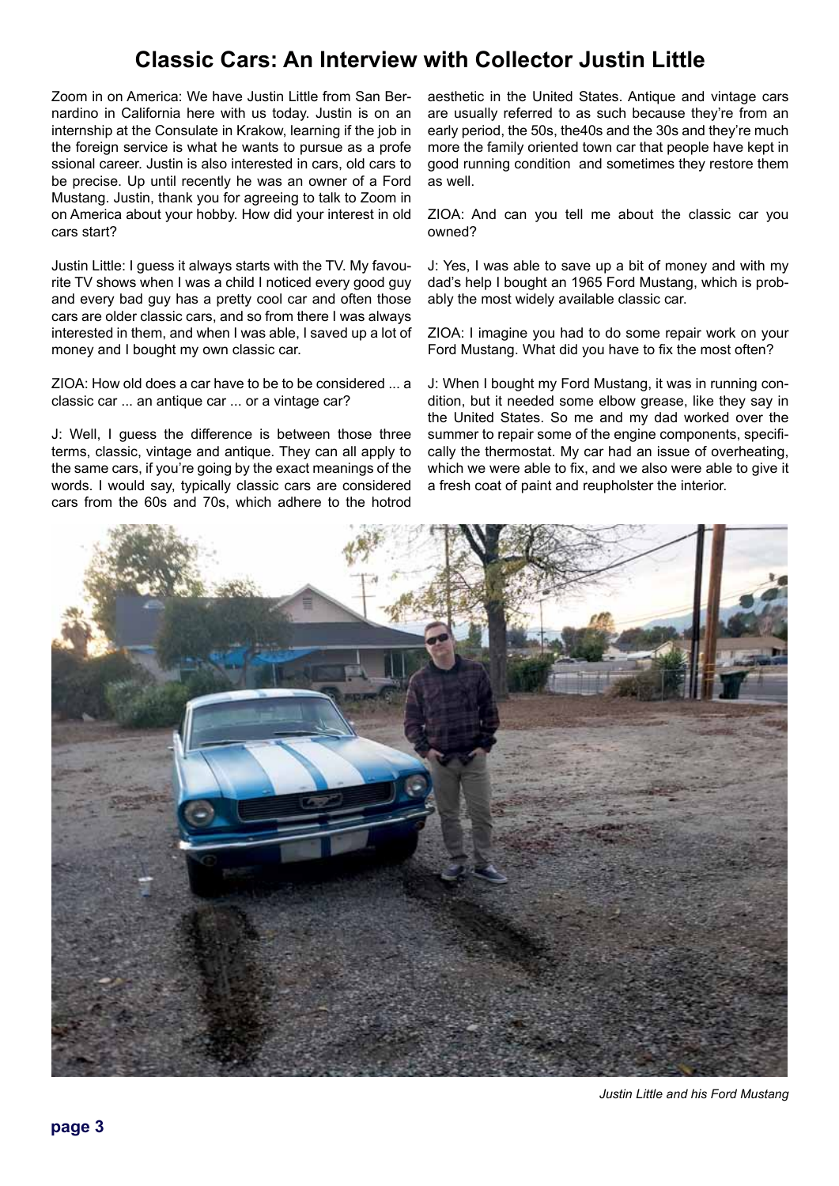# Classic Cars: An Interview with Collector Justin Little

Zoom in on America: We have Justin Little from San Bernardino in California here with us today. Justin is on an internship at the Consulate in Krakow, learning if the job in the foreign service is what he wants to pursue as a profe ssional career. Justin is also interested in cars, old cars to be precise. Up until recently he was an owner of a Ford Mustang. Justin, thank you for agreeing to talk to Zoom in on America about your hobby. How did your interest in old cars start?

Justin Little: I guess it always starts with the TV. My favourite TV shows when I was a child I noticed every good guy and every bad guy has a pretty cool car and often those cars are older classic cars, and so from there I was always interested in them, and when I was able, I saved up a lot of money and I bought my own classic car.

ZIOA: How old does a car have to be to be considered ... a classic car ... an antique car ... or a vintage car?

J: Well, I guess the difference is between those three terms, classic, vintage and antique. They can all apply to the same cars, if you're going by the exact meanings of the words. I would say, typically classic cars are considered cars from the 60s and 70s, which adhere to the hotrod aesthetic in the United States. Antique and vintage cars are usually referred to as such because they're from an early period, the 50s, the40s and the 30s and they're much more the family oriented town car that people have kept in good running condition and sometimes they restore them as well.

ZIOA: And can you tell me about the classic car you owned?

J: Yes, I was able to save up a bit of money and with my dad's help I bought an 1965 Ford Mustang, which is probably the most widely available classic car.

ZIOA: I imagine you had to do some repair work on your Ford Mustang. What did you have to fix the most often?

J: When I bought my Ford Mustang, it was in running condition, but it needed some elbow grease, like they say in the United States. So me and my dad worked over the summer to repair some of the engine components, specifically the thermostat. My car had an issue of overheating, which we were able to fix, and we also were able to give it a fresh coat of paint and reupholster the interior.

*Justin Little and his Ford Mustang*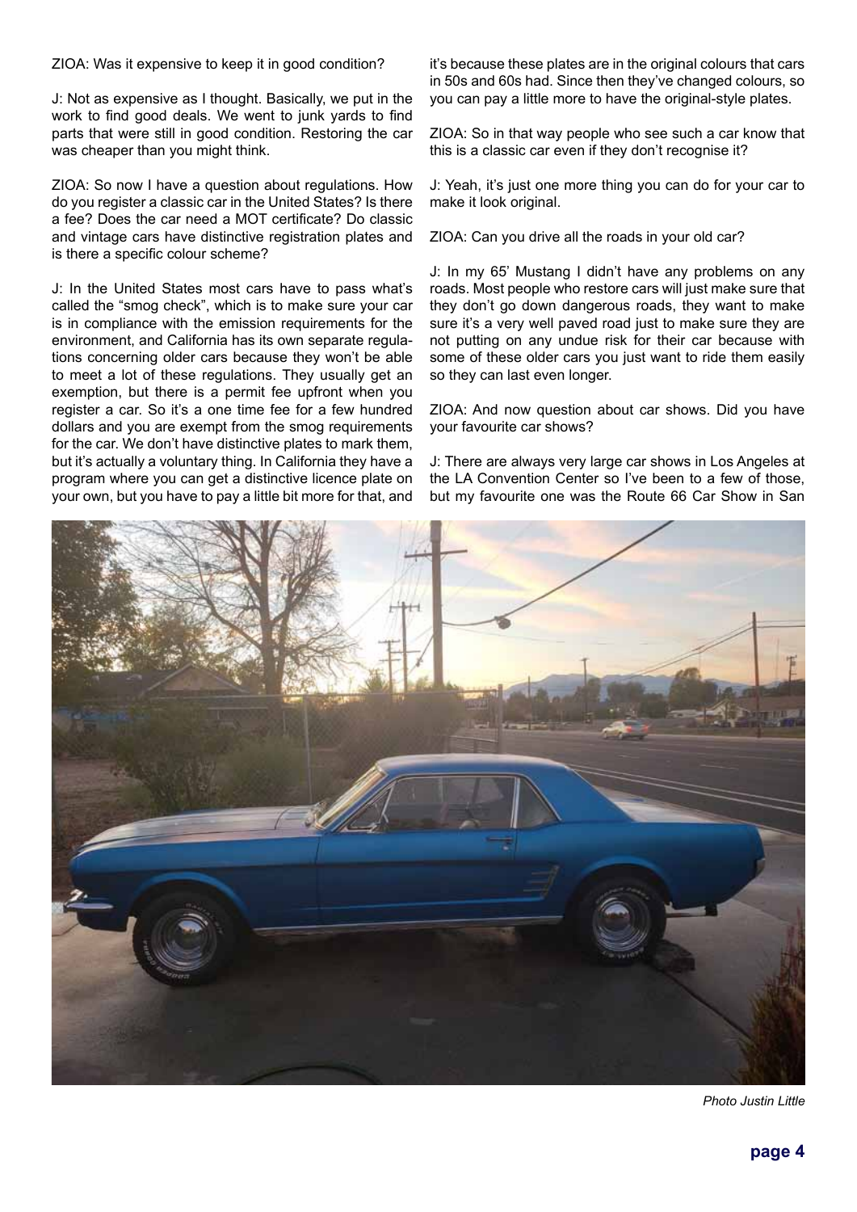ZIOA: Was it expensive to keep it in good condition?

J: Not as expensive as I thought. Basically, we put in the work to find good deals. We went to junk yards to find parts that were still in good condition. Restoring the car was cheaper than you might think.

ZIOA: So now I have a question about regulations. How do you register a classic car in the United States? Is there a fee? Does the car need a MOT certificate? Do classic and vintage cars have distinctive registration plates and is there a specific colour scheme?

J: In the United States most cars have to pass what's called the "smog check", which is to make sure your car is in compliance with the emission requirements for the environment, and California has its own separate regulations concerning older cars because they won't be able to meet a lot of these regulations. They usually get an exemption, but there is a permit fee upfront when you register a car. So it's a one time fee for a few hundred dollars and you are exempt from the smog requirements for the car. We don't have distinctive plates to mark them, but it's actually a voluntary thing. In California they have a program where you can get a distinctive licence plate on your own, but you have to pay a little bit more for that, and it's because these plates are in the original colours that cars in 50s and 60s had. Since then they've changed colours, so you can pay a little more to have the original-style plates.

ZIOA: So in that way people who see such a car know that this is a classic car even if they don't recognise it?

J: Yeah, it's just one more thing you can do for your car to make it look original.

ZIOA: Can you drive all the roads in your old car?

J: In my 65' Mustang I didn't have any problems on any roads. Most people who restore cars will just make sure that they don't go down dangerous roads, they want to make sure it's a very well paved road just to make sure they are not putting on any undue risk for their car because with some of these older cars you just want to ride them easily so they can last even longer.

ZIOA: And now question about car shows. Did you have your favourite car shows?

J: There are always very large car shows in Los Angeles at the LA Convention Center so I've been to a few of those, but my favourite one was the Route 66 Car Show in San

*Photo Justin Little*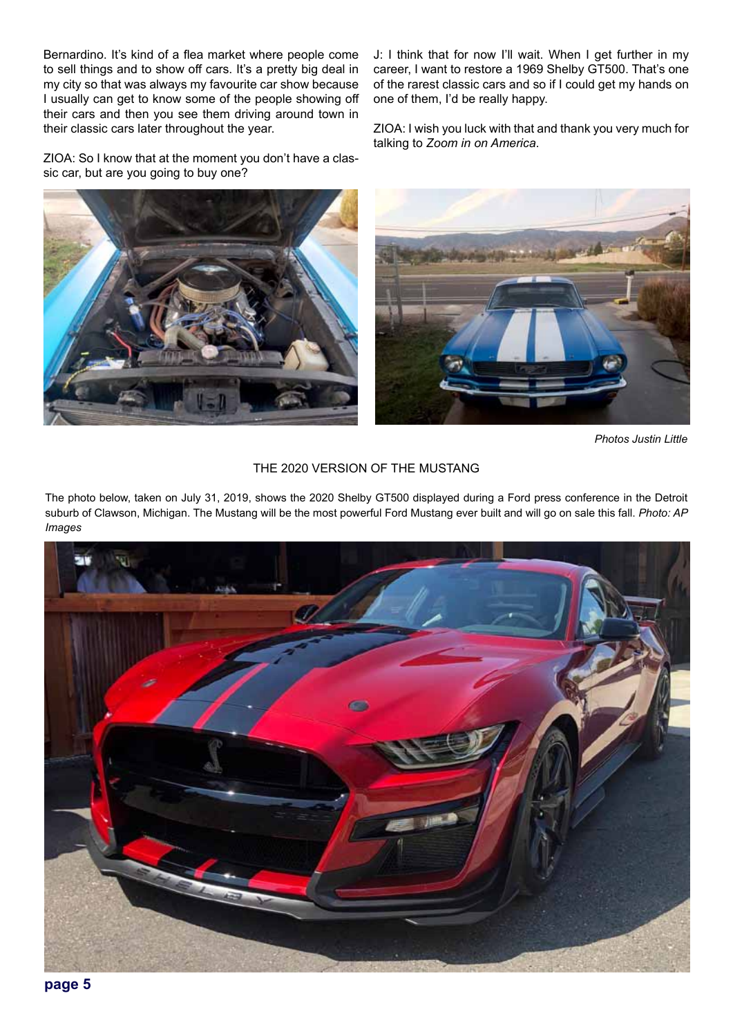Bernardino. It's kind of a flea market where people come to sell things and to show off cars. It's a pretty big deal in my city so that was always my favourite car show because I usually can get to know some of the people showing off their cars and then you see them driving around town in their classic cars later throughout the year.

ZIOA: So I know that at the moment you don't have a classic car, but are you going to buy one?

J: I think that for now I'll wait. When I get further in my career, I want to restore a 1969 Shelby GT500. That's one of the rarest classic cars and so if I could get my hands on one of them, I'd be really happy.

ZIOA: I wish you luck with that and thank you very much for talking to *Zoom in on America*.

*Photos Justin Little*

THE 2020 VERSION OF THE MUSTANG

The photo below, taken on July 31, 2019, shows the 2020 Shelby GT500 displayed during a Ford press conference in the Detroit suburb of Clawson, Michigan. The Mustang will be the most powerful Ford Mustang ever built and will go on sale this fall. *Photo: AP Images*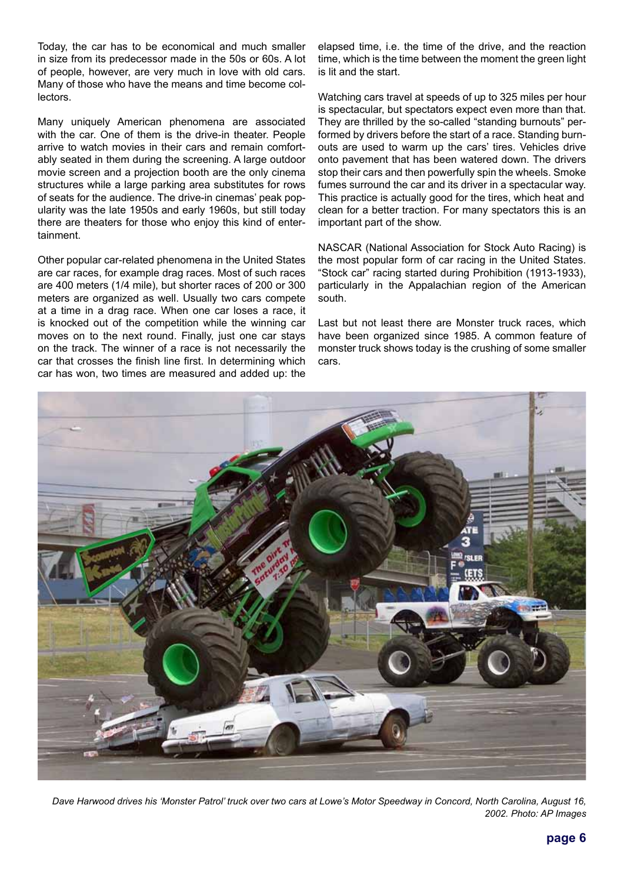Today, the car has to be economical and much smaller in size from its predecessor made in the 50s or 60s. A lot of people, however, are very much in love with old cars. Many of those who have the means and time become collectors.

Many uniquely American phenomena are associated with the car. One of them is the drive-in theater. People arrive to watch movies in their cars and remain comfortably seated in them during the screening. A large outdoor movie screen and a projection booth are the only cinema structures while a large parking area substitutes for rows of seats for the audience. The drive-in cinemas' peak popularity was the late 1950s and early 1960s, but still today there are theaters for those who enjoy this kind of entertainment.

Other popular car-related phenomena in the United States are car races, for example drag races. Most of such races are 400 meters (1/4 mile), but shorter races of 200 or 300 meters are organized as well. Usually two cars compete at a time in a drag race. When one car loses a race, it is knocked out of the competition while the winning car moves on to the next round. Finally, just one car stays on the track. The winner of a race is not necessarily the car that crosses the finish line first. In determining which car has won, two times are measured and added up: the elapsed time, i.e. the time of the drive, and the reaction time, which is the time between the moment the green light is lit and the start.

Watching cars travel at speeds of up to 325 miles per hour is spectacular, but spectators expect even more than that. They are thrilled by the so-called "standing burnouts" performed by drivers before the start of a race. Standing burnouts are used to warm up the cars' tires. Vehicles drive onto pavement that has been watered down. The drivers stop their cars and then powerfully spin the wheels. Smoke fumes surround the car and its driver in a spectacular way. This practice is actually good for the tires, which heat and clean for a better traction. For many spectators this is an important part of the show.

NASCAR (National Association for Stock Auto Racing) is the most popular form of car racing in the United States. "Stock car" racing started during Prohibition (1913-1933), particularly in the Appalachian region of the American south.

Last but not least there are Monster truck races, which have been organized since 1985. A common feature of monster truck shows today is the crushing of some smaller cars.

*Dave Harwood drives his 'Monster Patrol' truck over two cars at Lowe's Motor Speedway in Concord, North Carolina, August 16, 2002. Photo: AP Images*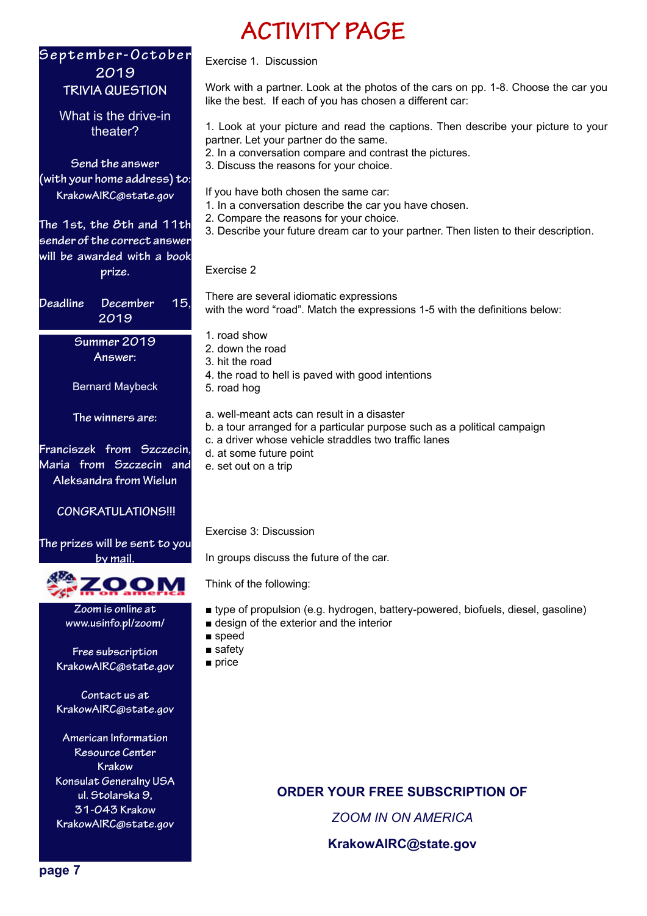# ACTIVITY PAGE

**September-October 2019**
**TRIVIA QUESTION**

What is the drive-in theater?

Send the answer (with your home address) to: KrakowAIRC@state.gov

The 1st, the 8th and 11th sender of the correct answer will be awarded with a book prize.

Deadline December 15, 2019

**Summer 2019 Answer:**

Bernard Maybeck

The winners are:

Franciszek from Szczecin, Maria from Szczecin and Aleksandra from Wielun

CONGRATULATIONS!!!

The prizes will be sent to you by mail.

ZOOM in on america

Zoom is online at www.usinfo.pl/zoom/

Free subscription KrakowAIRC@state.gov

Contact us at KrakowAIRC@state.gov

American Information Resource Center Krakow
Konsulat Generalny USA
ul. Stolarska 9,
31-043 Krakow
KrakowAIRC@state.gov

Exercise 1. Discussion

Work with a partner. Look at the photos of the cars on pp. 1-8. Choose the car you like the best. If each of you has chosen a different car:

1. Look at your picture and read the captions. Then describe your picture to your partner. Let your partner do the same.
2. In a conversation compare and contrast the pictures.
3. Discuss the reasons for your choice.

If you have both chosen the same car:
1. In a conversation describe the car you have chosen.
2. Compare the reasons for your choice.
3. Describe your future dream car to your partner. Then listen to their description.

Exercise 2

There are several idiomatic expressions with the word “road”. Match the expressions 1-5 with the definitions below:

1. road show
2. down the road
3. hit the road
4. the road to hell is paved with good intentions
5. road hog

a. well-meant acts can result in a disaster
b. a tour arranged for a particular purpose such as a political campaign
c. a driver whose vehicle straddles two traffic lanes
d. at some future point
e. set out on a trip

Exercise 3: Discussion

In groups discuss the future of the car.

Think of the following:

- type of propulsion (e.g. hydrogen, battery-powered, biofuels, diesel, gasoline)
- design of the exterior and the interior
- speed
- safety
- price

**ORDER YOUR FREE SUBSCRIPTION OF**

***ZOOM IN ON AMERICA***

**KrakowAIRC@state.gov**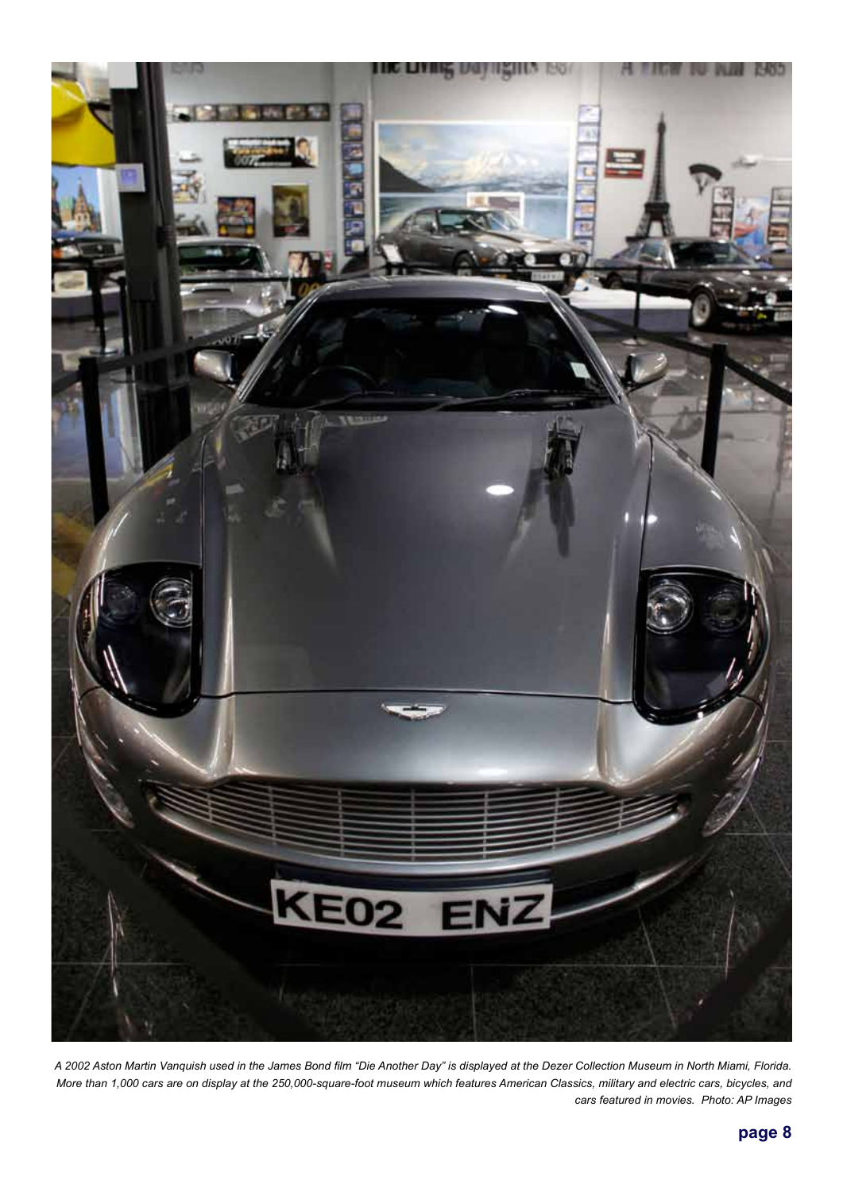*A 2002 Aston Martin Vanquish used in the James Bond film "Die Another Day" is displayed at the Dezer Collection Museum in North Miami, Florida. More than 1,000 cars are on display at the 250,000-square-foot museum which features American Classics, military and electric cars, bicycles, and cars featured in movies. Photo: AP Images*